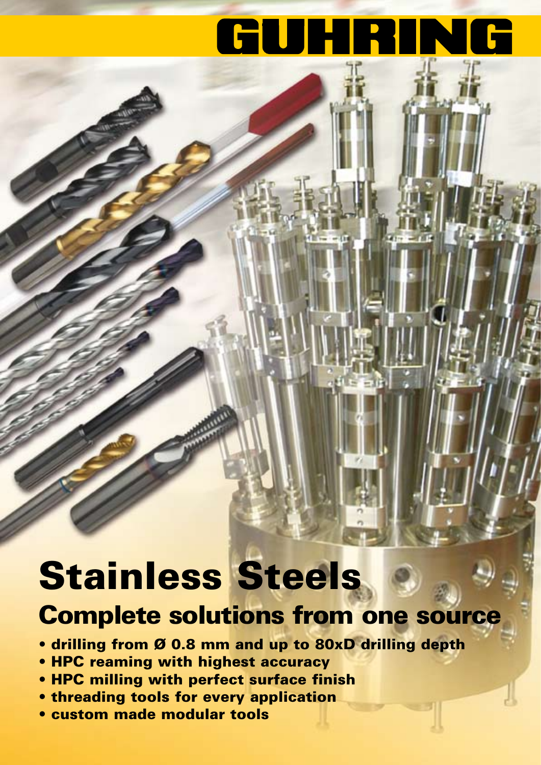# GUHRING

# Stainless Steels

## Complete solutions from one source

- **drilling from Ø 0.8 mm and up to 80xD drilling depth**
- **HPC reaming with highest accuracy**
- **HPC milling with perfect surface finish**
- **threading tools for every application**
- **custom made modular tools**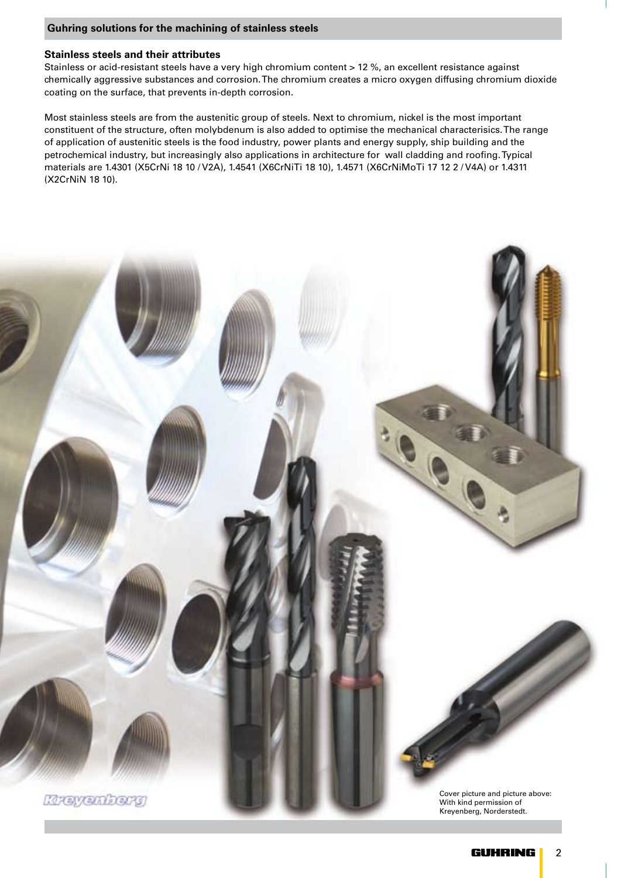## Guhring solutions for the machining of stainless steels

### Stainless steels and their attributes

Stainless or acid-resistant steels have a very high chromium content > 12 %, an excellent resistance against chemically aggressive substances and corrosion. The chromium creates a micro oxygen diffusing chromium dioxide coating on the surface, that prevents in-depth corrosion.

Most stainless steels are from the austenitic group of steels. Next to chromium, nickel is the most important constituent of the structure, often molybdenum is also added to optimise the mechanical characterisics. The range of application of austenitic steels is the food industry, power plants and energy supply, ship building and the petrochemical industry, but increasingly also applications in architecture for wall cladding and roofing. Typical materials are 1.4301 (X5CrNi 18 10 / V2A), 1.4541 (X6CrNiTi 18 10), 1.4571 (X6CrNiMoTi 17 12 2 / V4A) or 1.4311 (X2CrNiN 18 10).

Kreyenberg

Cover picture and picture above: With kind permission of Kreyenberg, Norderstedt.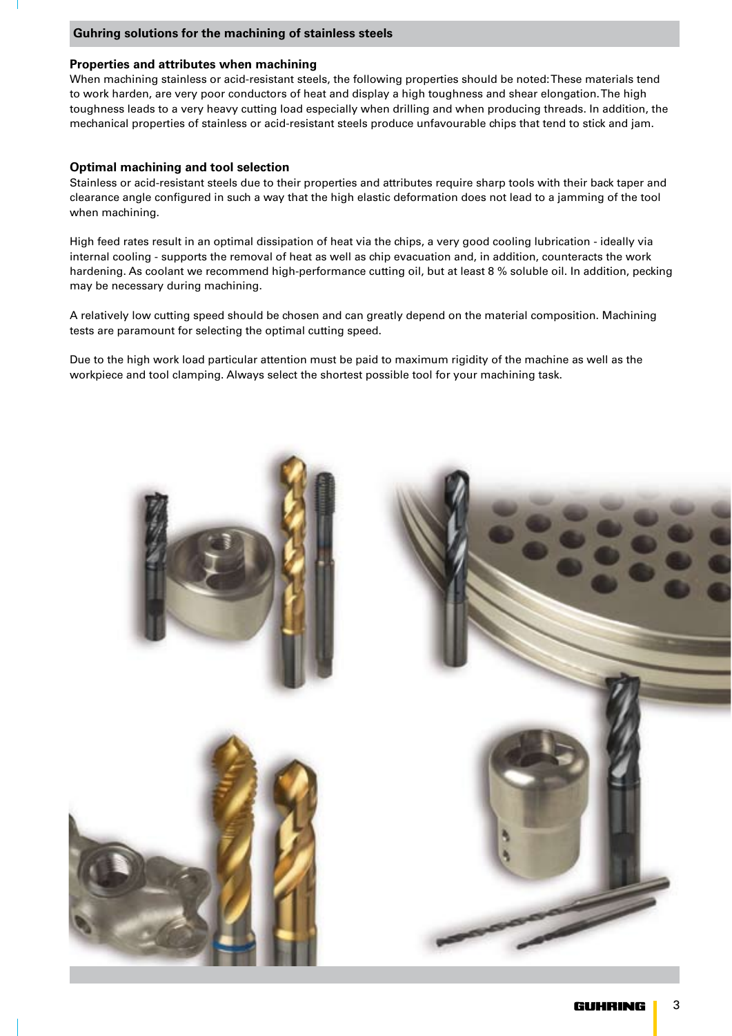## Guhring solutions for the machining of stainless steels

### Properties and attributes when machining

When machining stainless or acid-resistant steels, the following properties should be noted: These materials tend to work harden, are very poor conductors of heat and display a high toughness and shear elongation. The high toughness leads to a very heavy cutting load especially when drilling and when producing threads. In addition, the mechanical properties of stainless or acid-resistant steels produce unfavourable chips that tend to stick and jam.

### Optimal machining and tool selection

Stainless or acid-resistant steels due to their properties and attributes require sharp tools with their back taper and clearance angle configured in such a way that the high elastic deformation does not lead to a jamming of the tool when machining.

High feed rates result in an optimal dissipation of heat via the chips, a very good cooling lubrication - ideally via internal cooling - supports the removal of heat as well as chip evacuation and, in addition, counteracts the work hardening. As coolant we recommend high-performance cutting oil, but at least 8 % soluble oil. In addition, pecking may be necessary during machining.

A relatively low cutting speed should be chosen and can greatly depend on the material composition. Machining tests are paramount for selecting the optimal cutting speed.

Due to the high work load particular attention must be paid to maximum rigidity of the machine as well as the workpiece and tool clamping. Always select the shortest possible tool for your machining task.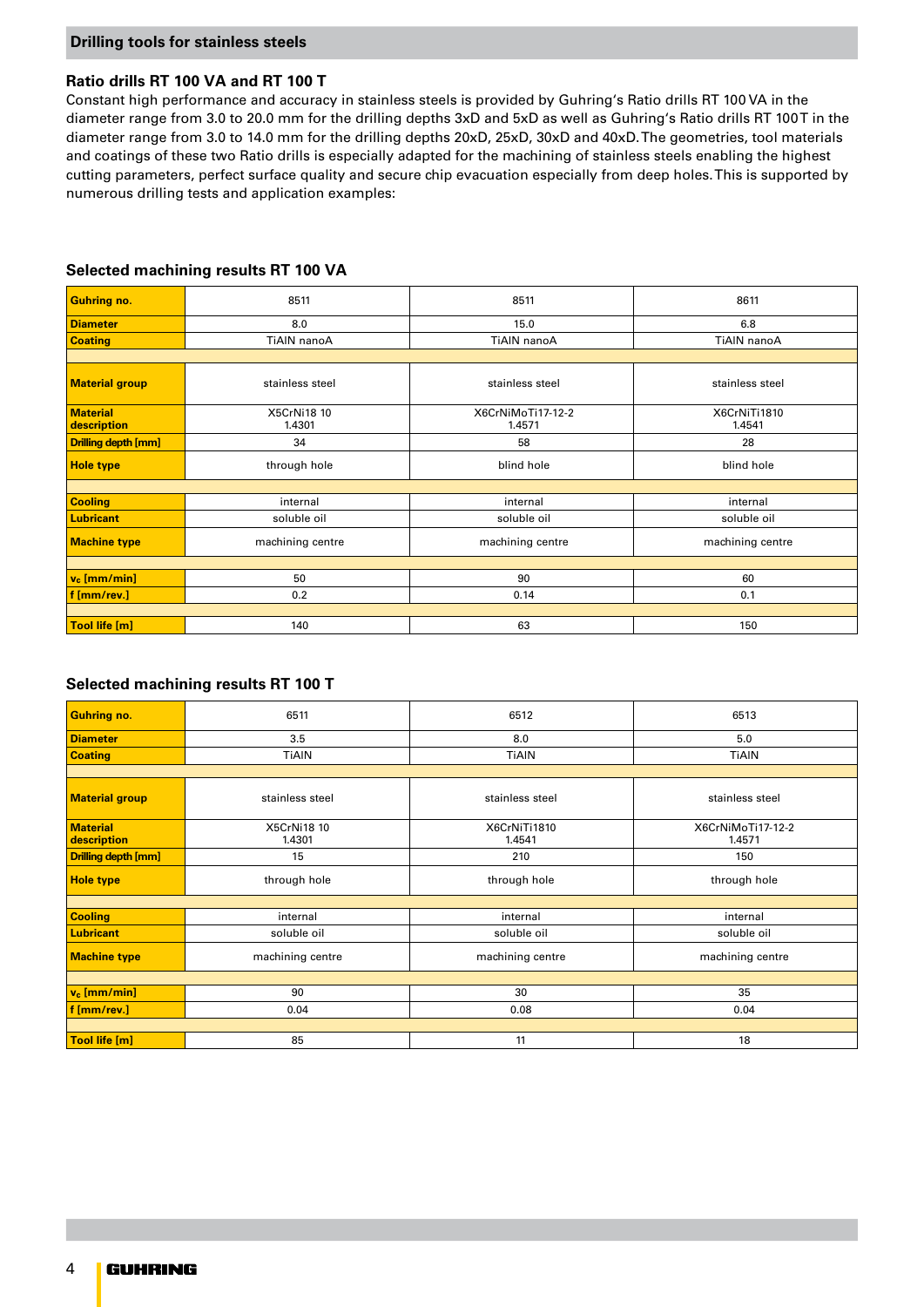## Drilling tools for stainless steels

### Ratio drills RT 100 VA and RT 100 T

Constant high performance and accuracy in stainless steels is provided by Guhring's Ratio drills RT 100 VA in the diameter range from 3.0 to 20.0 mm for the drilling depths 3xD and 5xD as well as Guhring's Ratio drills RT 100 T in the diameter range from 3.0 to 14.0 mm for the drilling depths 20xD, 25xD, 30xD and 40xD. The geometries, tool materials and coatings of these two Ratio drills is especially adapted for the machining of stainless steels enabling the highest cutting parameters, perfect surface quality and secure chip evacuation especially from deep holes. This is supported by numerous drilling tests and application examples:

### Selected machining results RT 100 VA

| Guhring no. | 8511 | 8511 | 8611 |
|---|---|---|---|
| Diameter | 8.0 | 15.0 | 6.8 |
| Coating | TiAlN nanoA | TiAlN nanoA | TiAlN nanoA |
| Material group | stainless steel | stainless steel | stainless steel |
| Material description | X5CrNi18 10<br>1.4301 | X6CrNiMoTi17-12-2<br>1.4571 | X6CrNiTi1810<br>1.4541 |
| Drilling depth [mm] | 34 | 58 | 28 |
| Hole type | through hole | blind hole | blind hole |
| Cooling | internal | internal | internal |
| Lubricant | soluble oil | soluble oil | soluble oil |
| Machine type | machining centre | machining centre | machining centre |
| $v_c$ [mm/min] | 50 | 90 | 60 |
| f [mm/rev.] | 0.2 | 0.14 | 0.1 |
| Tool life [m] | 140 | 63 | 150 |

### Selected machining results RT 100 T

| Guhring no. | 6511 | 6512 | 6513 |
|---|---|---|---|
| Diameter | 3.5 | 8.0 | 5.0 |
| Coating | TiAlN | TiAlN | TiAlN |
| Material group | stainless steel | stainless steel | stainless steel |
| Material description | X5CrNi18 10<br>1.4301 | X6CrNiTi1810<br>1.4541 | X6CrNiMoTi17-12-2<br>1.4571 |
| Drilling depth [mm] | 15 | 210 | 150 |
| Hole type | through hole | through hole | through hole |
| Cooling | internal | internal | internal |
| Lubricant | soluble oil | soluble oil | soluble oil |
| Machine type | machining centre | machining centre | machining centre |
| $v_c$ [mm/min] | 90 | 30 | 35 |
| f [mm/rev.] | 0.04 | 0.08 | 0.04 |
| Tool life [m] | 85 | 11 | 18 |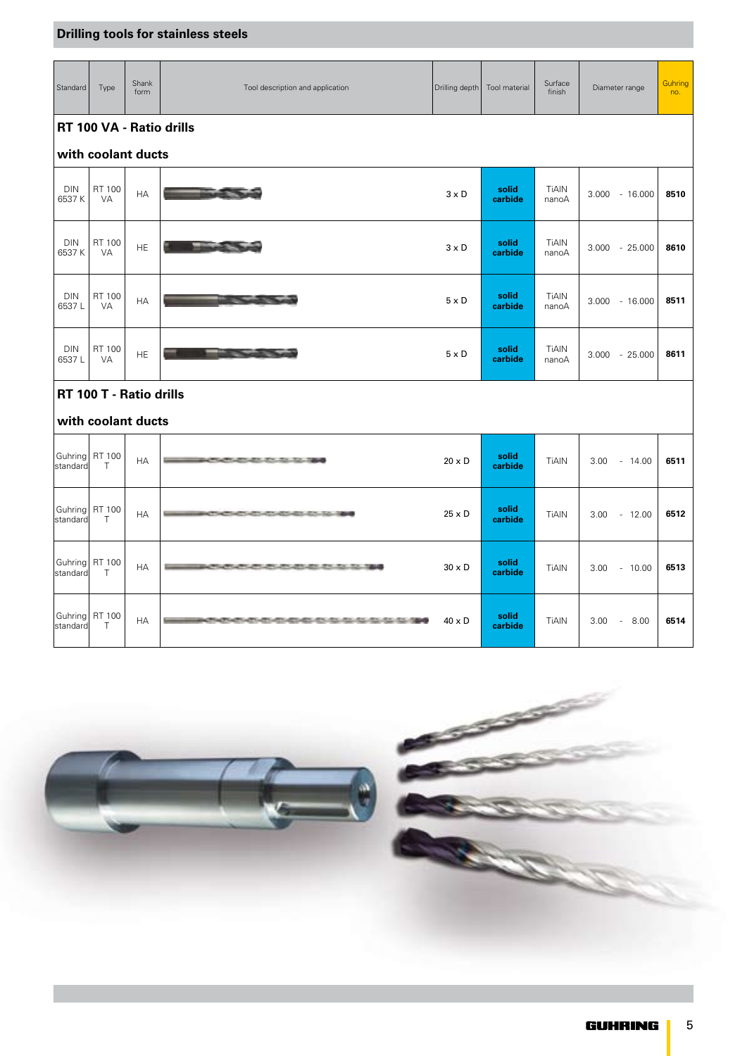## Drilling tools for stainless steels

| Standard | Type | Shank form | Tool description and application | Drilling depth | Tool material | Surface finish | Diameter range | Guhring no. |
|---|---|---|---|---|---|---|---|---|
| **RT 100 VA - Ratio drills with coolant ducts** | | | | | | | | |
| DIN 6537 K | RT 100 VA | HA | | 3 x D | solid carbide | TiAlN nanoA | 3.000 - 16.000 | **8510** |
| DIN 6537 K | RT 100 VA | HE | | 3 x D | solid carbide | TiAlN nanoA | 3.000 - 25.000 | **8610** |
| DIN 6537 L | RT 100 VA | HA | | 5 x D | solid carbide | TiAlN nanoA | 3.000 - 16.000 | **8511** |
| DIN 6537 L | RT 100 VA | HE | | 5 x D | solid carbide | TiAlN nanoA | 3.000 - 25.000 | **8611** |
| **RT 100 T - Ratio drills with coolant ducts** | | | | | | | | |
| Guhring standard | RT 100 T | HA | | 20 x D | solid carbide | TiAlN | 3.00 - 14.00 | **6511** |
| Guhring standard | RT 100 T | HA | | 25 x D | solid carbide | TiAlN | 3.00 - 12.00 | **6512** |
| Guhring standard | RT 100 T | HA | | 30 x D | solid carbide | TiAlN | 3.00 - 10.00 | **6513** |
| Guhring standard | RT 100 T | HA | | 40 x D | solid carbide | TiAlN | 3.00 - 8.00 | **6514** |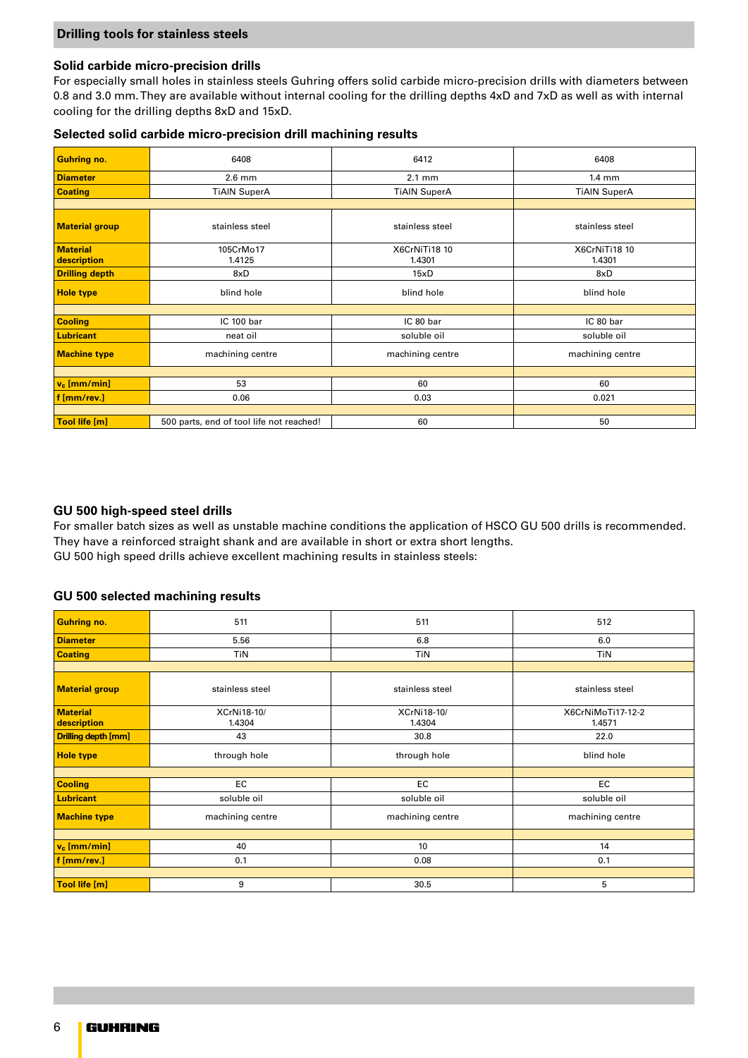## Drilling tools for stainless steels

### Solid carbide micro-precision drills

For especially small holes in stainless steels Guhring offers solid carbide micro-precision drills with diameters between 0.8 and 3.0 mm. They are available without internal cooling for the drilling depths 4xD and 7xD as well as with internal cooling for the drilling depths 8xD and 15xD.

### Selected solid carbide micro-precision drill machining results

| Guhring no. | 6408 | 6412 | 6408 |
|---|---|---|---|
| Diameter | 2.6 mm | 2.1 mm | 1.4 mm |
| Coating | TiAlN SuperA | TiAlN SuperA | TiAlN SuperA |
| | | | |
| Material group | stainless steel | stainless steel | stainless steel |
| Material description | 105CrMo17 1.4125 | X6CrNiTi18 10 1.4301 | X6CrNiTi18 10 1.4301 |
| Drilling depth | 8xD | 15xD | 8xD |
| Hole type | blind hole | blind hole | blind hole |
| | | | |
| Cooling | IC 100 bar | IC 80 bar | IC 80 bar |
| Lubricant | neat oil | soluble oil | soluble oil |
| Machine type | machining centre | machining centre | machining centre |
| | | | |
| $v_c$ [mm/min] | 53 | 60 | 60 |
| f [mm/rev.] | 0.06 | 0.03 | 0.021 |
| | | | |
| Tool life [m] | 500 parts, end of tool life not reached! | 60 | 50 |

### GU 500 high-speed steel drills

For smaller batch sizes as well as unstable machine conditions the application of HSCO GU 500 drills is recommended. They have a reinforced straight shank and are available in short or extra short lengths.
GU 500 high speed drills achieve excellent machining results in stainless steels:

### GU 500 selected machining results

| Guhring no. | 511 | 511 | 512 |
|---|---|---|---|
| Diameter | 5.56 | 6.8 | 6.0 |
| Coating | TiN | TiN | TiN |
| | | | |
| Material group | stainless steel | stainless steel | stainless steel |
| Material description | XCrNi18-10/ 1.4304 | XCrNi18-10/ 1.4304 | X6CrNiMoTi17-12-2 1.4571 |
| Drilling depth [mm] | 43 | 30.8 | 22.0 |
| Hole type | through hole | through hole | blind hole |
| | | | |
| Cooling | EC | EC | EC |
| Lubricant | soluble oil | soluble oil | soluble oil |
| Machine type | machining centre | machining centre | machining centre |
| | | | |
| $v_c$ [mm/min] | 40 | 10 | 14 |
| f [mm/rev.] | 0.1 | 0.08 | 0.1 |
| | | | |
| Tool life [m] | 9 | 30.5 | 5 |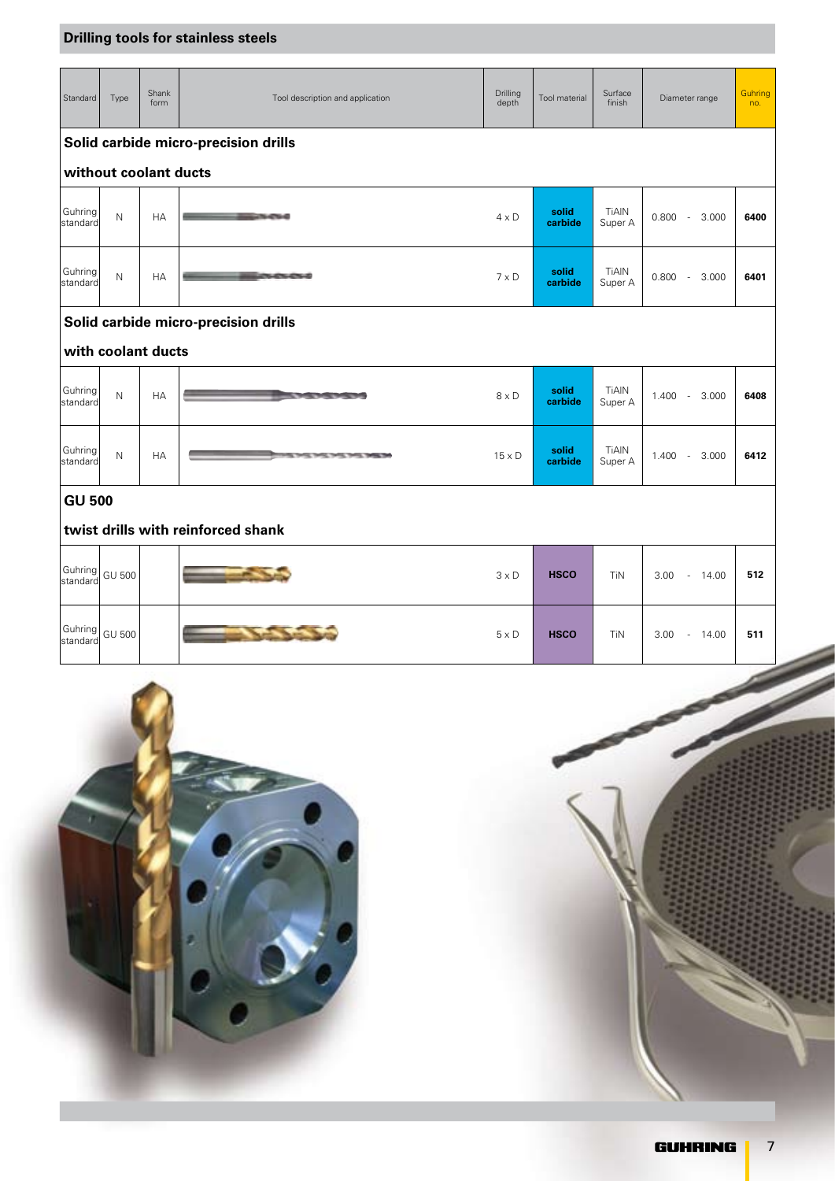## Drilling tools for stainless steels

| Standard | Type | Shank form | Tool description and application | Drilling depth | Tool material | Surface finish | Diameter range | Guhring no. |
|---|---|---|---|---|---|---|---|---|
| **Solid carbide micro-precision drills** | | | | | | | | |
| **without coolant ducts** | | | | | | | | |
| Guhring standard | N | HA | | 4 x D | **solid carbide** | TiAlN Super A | 0.800 - 3.000 | **6400** |
| Guhring standard | N | HA | | 7 x D | **solid carbide** | TiAlN Super A | 0.800 - 3.000 | **6401** |
| **Solid carbide micro-precision drills** | | | | | | | | |
| **with coolant ducts** | | | | | | | | |
| Guhring standard | N | HA | | 8 x D | **solid carbide** | TiAlN Super A | 1.400 - 3.000 | **6408** |
| Guhring standard | N | HA | | 15 x D | **solid carbide** | TiAlN Super A | 1.400 - 3.000 | **6412** |
| **GU 500** | | | | | | | | |
| **twist drills with reinforced shank** | | | | | | | | |
| Guhring standard | GU 500 | | | 3 x D | **HSCO** | TiN | 3.00 - 14.00 | **512** |
| Guhring standard | GU 500 | | | 5 x D | **HSCO** | TiN | 3.00 - 14.00 | **511** |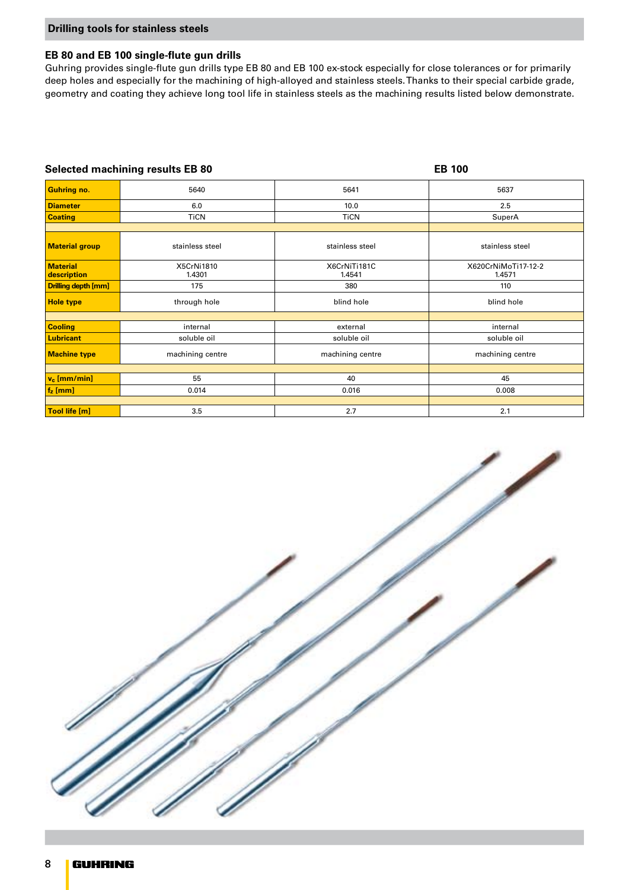## Drilling tools for stainless steels

### EB 80 and EB 100 single-flute gun drills

Guhring provides single-flute gun drills type EB 80 and EB 100 ex-stock especially for close tolerances or for primarily deep holes and especially for the machining of high-alloyed and stainless steels. Thanks to their special carbide grade, geometry and coating they achieve long tool life in stainless steels as the machining results listed below demonstrate.

### Selected machining results EB 80 / EB 100

| | EB 80 | | EB 100 |
|---|---|---|---|
| **Guhring no.** | 5640 | 5641 | 5637 |
| **Diameter** | 6.0 | 10.0 | 2.5 |
| **Coating** | TiCN | TiCN | SuperA |
| **Material group** | stainless steel | stainless steel | stainless steel |
| **Material description** | X5CrNi1810 1.4301 | X6CrNiTi181C 1.4541 | X620CrNiMoTi17-12-2 1.4571 |
| **Drilling depth [mm]** | 175 | 380 | 110 |
| **Hole type** | through hole | blind hole | blind hole |
| **Cooling** | internal | external | internal |
| **Lubricant** | soluble oil | soluble oil | soluble oil |
| **Machine type** | machining centre | machining centre | machining centre |
| **$v_c$ [mm/min]** | 55 | 40 | 45 |
| **$f_z$ [mm]** | 0.014 | 0.016 | 0.008 |
| **Tool life [m]** | 3.5 | 2.7 | 2.1 |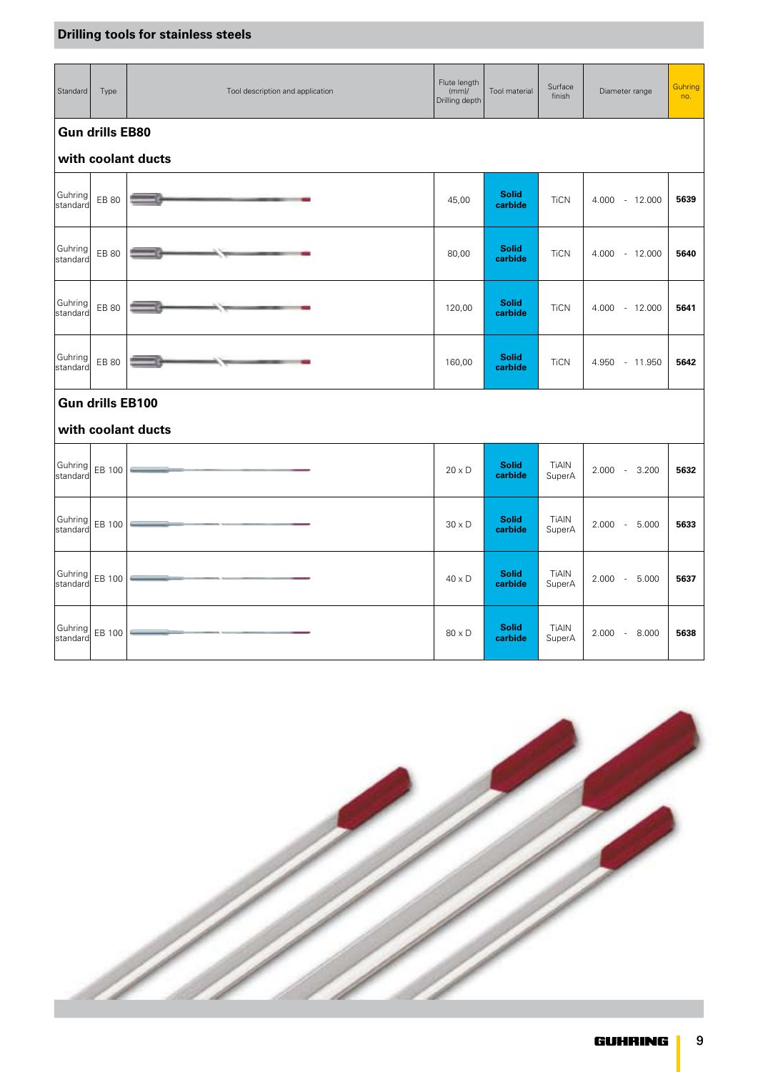## Drilling tools for stainless steels

| Standard | Type | Tool description and application | Flute length (mm)/ Drilling depth | Tool material | Surface finish | Diameter range | Guhring no. |
|---|---|---|---|---|---|---|---|
| **Gun drills EB80** **with coolant ducts** | | | | | | | |
| Guhring standard | EB 80 | | 45,00 | **Solid carbide** | TiCN | 4.000 - 12.000 | **5639** |
| Guhring standard | EB 80 | | 80,00 | **Solid carbide** | TiCN | 4.000 - 12.000 | **5640** |
| Guhring standard | EB 80 | | 120,00 | **Solid carbide** | TiCN | 4.000 - 12.000 | **5641** |
| Guhring standard | EB 80 | | 160,00 | **Solid carbide** | TiCN | 4.950 - 11.950 | **5642** |
| **Gun drills EB100** **with coolant ducts** | | | | | | | |
| Guhring standard | EB 100 | | 20 x D | **Solid carbide** | TiAlN SuperA | 2.000 - 3.200 | **5632** |
| Guhring standard | EB 100 | | 30 x D | **Solid carbide** | TiAlN SuperA | 2.000 - 5.000 | **5633** |
| Guhring standard | EB 100 | | 40 x D | **Solid carbide** | TiAlN SuperA | 2.000 - 5.000 | **5637** |
| Guhring standard | EB 100 | | 80 x D | **Solid carbide** | TiAlN SuperA | 2.000 - 8.000 | **5638** |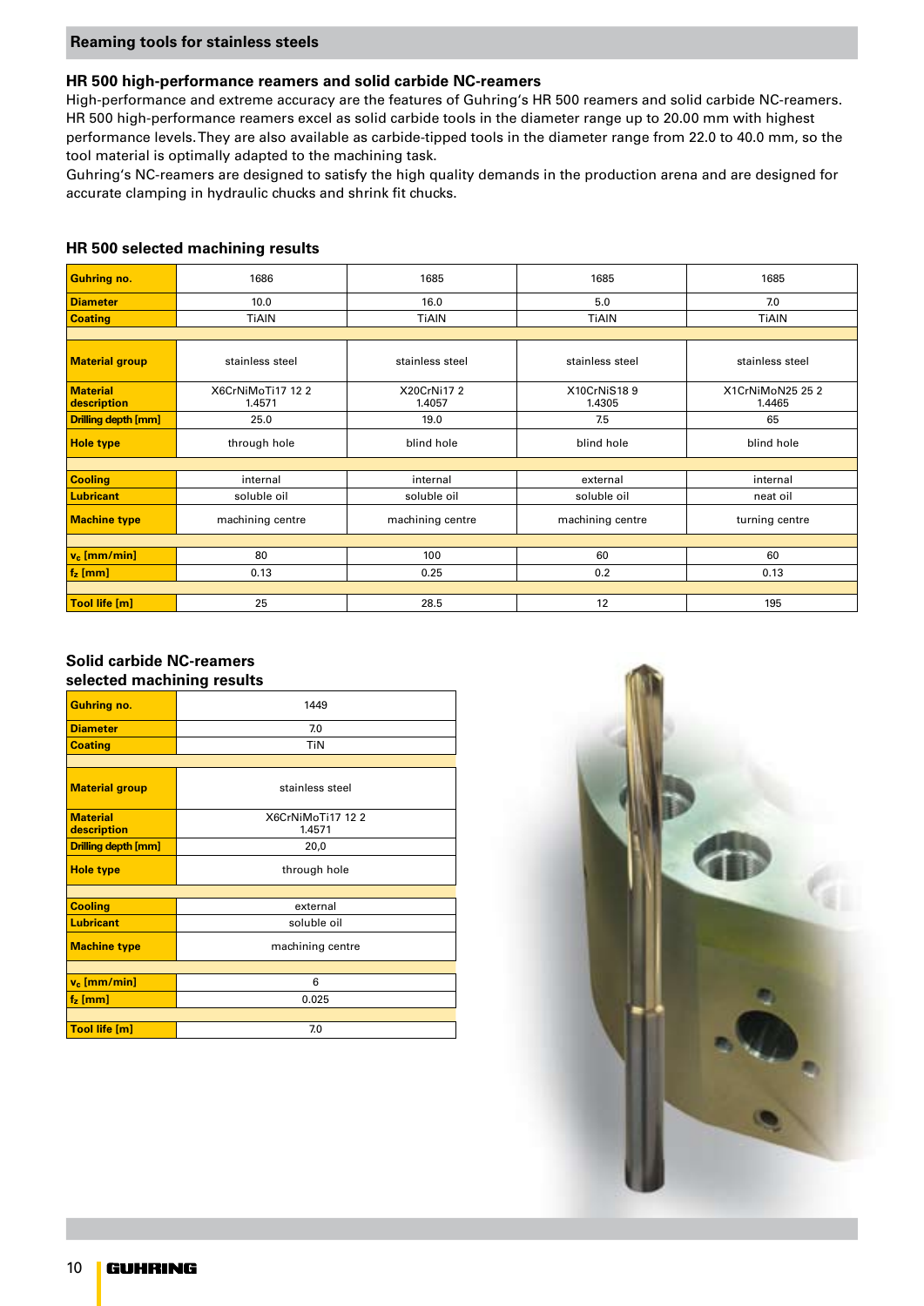## Reaming tools for stainless steels

### HR 500 high-performance reamers and solid carbide NC-reamers

High-performance and extreme accuracy are the features of Guhring's HR 500 reamers and solid carbide NC-reamers. HR 500 high-performance reamers excel as solid carbide tools in the diameter range up to 20.00 mm with highest performance levels. They are also available as carbide-tipped tools in the diameter range from 22.0 to 40.0 mm, so the tool material is optimally adapted to the machining task.
Guhring's NC-reamers are designed to satisfy the high quality demands in the production arena and are designed for accurate clamping in hydraulic chucks and shrink fit chucks.

### HR 500 selected machining results

| Guhring no. | 1686 | 1685 | 1685 | 1685 |
|---|---|---|---|---|
| Diameter | 10.0 | 16.0 | 5.0 | 7.0 |
| Coating | TiAlN | TiAlN | TiAlN | TiAlN |
| Material group | stainless steel | stainless steel | stainless steel | stainless steel |
| Material description | X6CrNiMoTi17 12 2 1.4571 | X20CrNi17 2 1.4057 | X10CrNiS18 9 1.4305 | X1CrNiMoN25 25 2 1.4465 |
| Drilling depth [mm] | 25.0 | 19.0 | 7.5 | 65 |
| Hole type | through hole | blind hole | blind hole | blind hole |
| Cooling | internal | internal | external | internal |
| Lubricant | soluble oil | soluble oil | soluble oil | neat oil |
| Machine type | machining centre | machining centre | machining centre | turning centre |
| $v_c$ [mm/min] | 80 | 100 | 60 | 60 |
| $f_z$ [mm] | 0.13 | 0.25 | 0.2 | 0.13 |
| Tool life [m] | 25 | 28.5 | 12 | 195 |

### Solid carbide NC-reamers selected machining results

| Guhring no. | 1449 |
|---|---|
| Diameter | 7.0 |
| Coating | TiN |
| Material group | stainless steel |
| Material description | X6CrNiMoTi17 12 2 1.4571 |
| Drilling depth [mm] | 20,0 |
| Hole type | through hole |
| Cooling | external |
| Lubricant | soluble oil |
| Machine type | machining centre |
| $v_c$ [mm/min] | 6 |
| $f_z$ [mm] | 0.025 |
| Tool life [m] | 7.0 |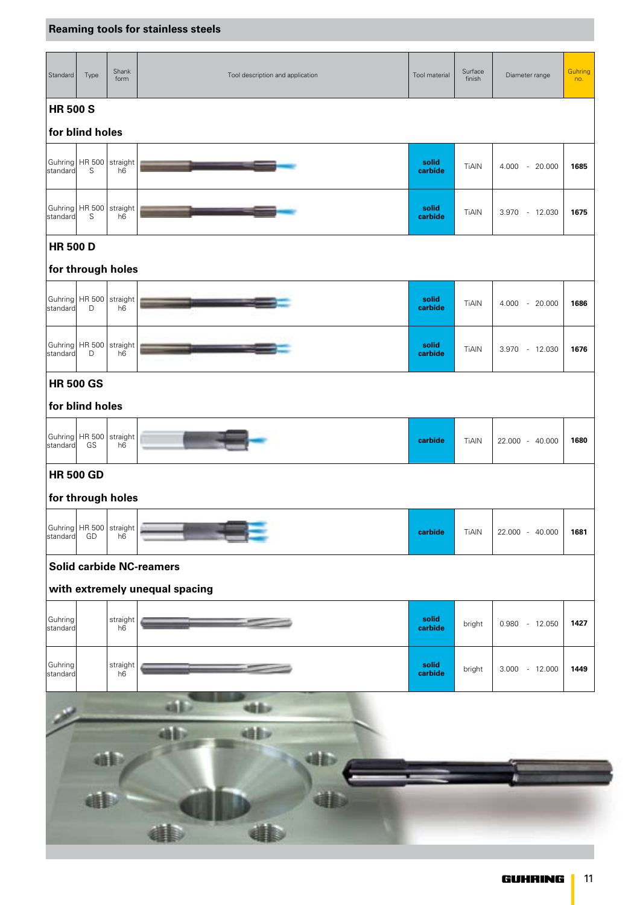## Reaming tools for stainless steels

| Standard | Type | Shank form | Tool description and application | Tool material | Surface finish | Diameter range | Guhring no. |
|---|---|---|---|---|---|---|---|
| **HR 500 S** | | | | | | | |
| **for blind holes** | | | | | | | |
| Guhring standard | HR 500 S | straight h6 | | **solid carbide** | TiAlN | 4.000 - 20.000 | **1685** |
| Guhring standard | HR 500 S | straight h6 | | **solid carbide** | TiAlN | 3.970 - 12.030 | **1675** |
| **HR 500 D** | | | | | | | |
| **for through holes** | | | | | | | |
| Guhring standard | HR 500 D | straight h6 | | **solid carbide** | TiAlN | 4.000 - 20.000 | **1686** |
| Guhring standard | HR 500 D | straight h6 | | **solid carbide** | TiAlN | 3.970 - 12.030 | **1676** |
| **HR 500 GS** | | | | | | | |
| **for blind holes** | | | | | | | |
| Guhring standard | HR 500 GS | straight h6 | | **carbide** | TiAlN | 22.000 - 40.000 | **1680** |
| **HR 500 GD** | | | | | | | |
| **for through holes** | | | | | | | |
| Guhring standard | HR 500 GD | straight h6 | | **carbide** | TiAlN | 22.000 - 40.000 | **1681** |
| **Solid carbide NC-reamers** | | | | | | | |
| **with extremely unequal spacing** | | | | | | | |
| Guhring standard | | straight h6 | | **solid carbide** | bright | 0.980 - 12.050 | **1427** |
| Guhring standard | | straight h6 | | **solid carbide** | bright | 3.000 - 12.000 | **1449** |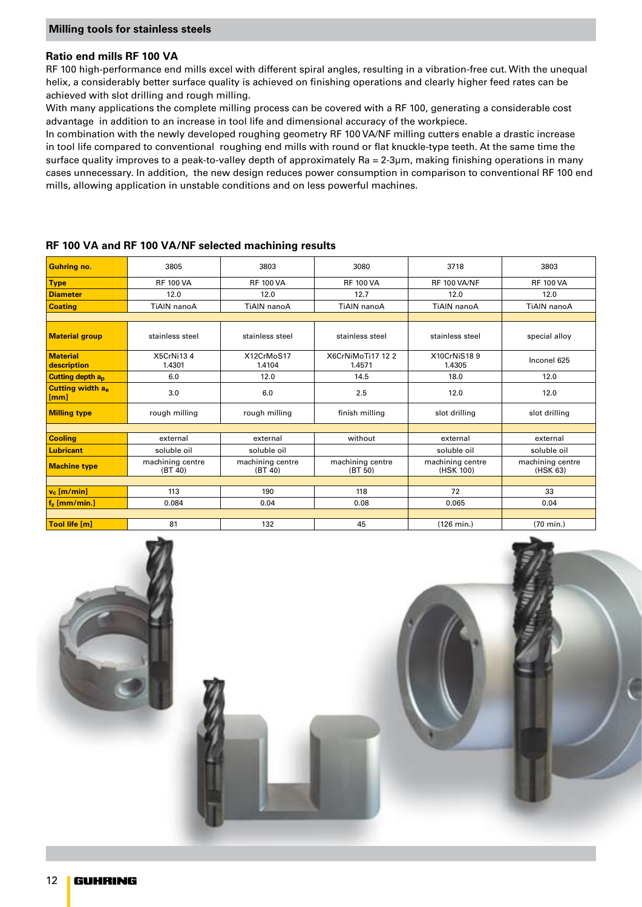## Milling tools for stainless steels

### Ratio end mills RF 100 VA

RF 100 high-performance end mills excel with different spiral angles, resulting in a vibration-free cut. With the unequal helix, a considerably better surface quality is achieved on finishing operations and clearly higher feed rates can be achieved with slot drilling and rough milling.

With many applications the complete milling process can be covered with a RF 100, generating a considerable cost advantage in addition to an increase in tool life and dimensional accuracy of the workpiece.

In combination with the newly developed roughing geometry RF 100 VA/NF milling cutters enable a drastic increase in tool life compared to conventional roughing end mills with round or flat knuckle-type teeth. At the same time the surface quality improves to a peak-to-valley depth of approximately Ra = 2-3µm, making finishing operations in many cases unnecessary. In addition, the new design reduces power consumption in comparison to conventional RF 100 end mills, allowing application in unstable conditions and on less powerful machines.

### RF 100 VA and RF 100 VA/NF selected machining results

| Guhring no. | 3805 | 3803 | 3080 | 3718 | 3803 |
|---|---|---|---|---|---|
| Type | RF 100 VA | RF 100 VA | RF 100 VA | RF 100 VA/NF | RF 100 VA |
| Diameter | 12.0 | 12.0 | 12.7 | 12.0 | 12.0 |
| Coating | TiAlN nanoA | TiAlN nanoA | TiAlN nanoA | TiAlN nanoA | TiAlN nanoA |
| | | | | | |
| Material group | stainless steel | stainless steel | stainless steel | stainless steel | special alloy |
| Material description | X5CrNi13 4 1.4301 | X12CrMoS17 1.4104 | X6CrNiMoTi17 12 2 1.4571 | X10CrNiS18 9 1.4305 | Inconel 625 |
| Cutting depth $a_p$ | 6.0 | 12.0 | 14.5 | 18.0 | 12.0 |
| Cutting width $a_e$ [mm] | 3.0 | 6.0 | 2.5 | 12.0 | 12.0 |
| Milling type | rough milling | rough milling | finish milling | slot drilling | slot drilling |
| | | | | | |
| Cooling | external | external | without | external | external |
| Lubricant | soluble oil | soluble oil | | soluble oil | soluble oil |
| Machine type | machining centre (BT 40) | machining centre (BT 40) | machining centre (BT 50) | machining centre (HSK 100) | machining centre (HSK 63) |
| | | | | | |
| $v_c$ [m/min] | 113 | 190 | 118 | 72 | 33 |
| $f_z$ [mm/min.] | 0.084 | 0.04 | 0.08 | 0.065 | 0.04 |
| | | | | | |
| Tool life [m] | 81 | 132 | 45 | (126 min.) | (70 min.) |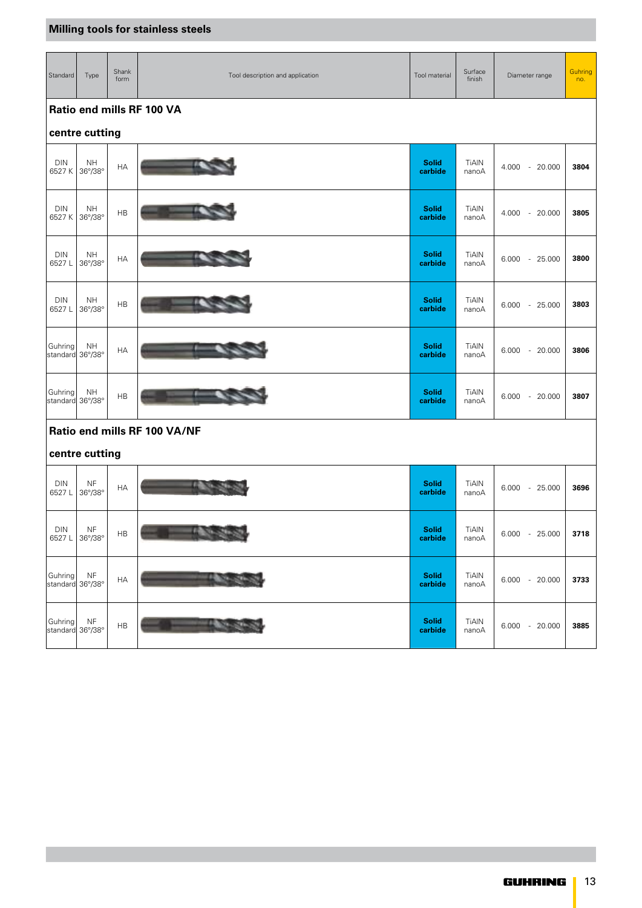## Milling tools for stainless steels

| Standard | Type | Shank form | Tool description and application | Tool material | Surface finish | Diameter range | Guhring no. |
|---|---|---|---|---|---|---|---|
| **Ratio end mills RF 100 VA** | | | | | | | |
| **centre cutting** | | | | | | | |
| DIN 6527 K | NH 36°/38° | HA | | **Solid carbide** | TiAlN nanoA | 4.000 - 20.000 | **3804** |
| DIN 6527 K | NH 36°/38° | HB | | **Solid carbide** | TiAlN nanoA | 4.000 - 20.000 | **3805** |
| DIN 6527 L | NH 36°/38° | HA | | **Solid carbide** | TiAlN nanoA | 6.000 - 25.000 | **3800** |
| DIN 6527 L | NH 36°/38° | HB | | **Solid carbide** | TiAlN nanoA | 6.000 - 25.000 | **3803** |
| Guhring standard | NH 36°/38° | HA | | **Solid carbide** | TiAlN nanoA | 6.000 - 20.000 | **3806** |
| Guhring standard | NH 36°/38° | HB | | **Solid carbide** | TiAlN nanoA | 6.000 - 20.000 | **3807** |
| **Ratio end mills RF 100 VA/NF** | | | | | | | |
| **centre cutting** | | | | | | | |
| DIN 6527 L | NF 36°/38° | HA | | **Solid carbide** | TiAlN nanoA | 6.000 - 25.000 | **3696** |
| DIN 6527 L | NF 36°/38° | HB | | **Solid carbide** | TiAlN nanoA | 6.000 - 25.000 | **3718** |
| Guhring standard | NF 36°/38° | HA | | **Solid carbide** | TiAlN nanoA | 6.000 - 20.000 | **3733** |
| Guhring standard | NF 36°/38° | HB | | **Solid carbide** | TiAlN nanoA | 6.000 - 20.000 | **3885** |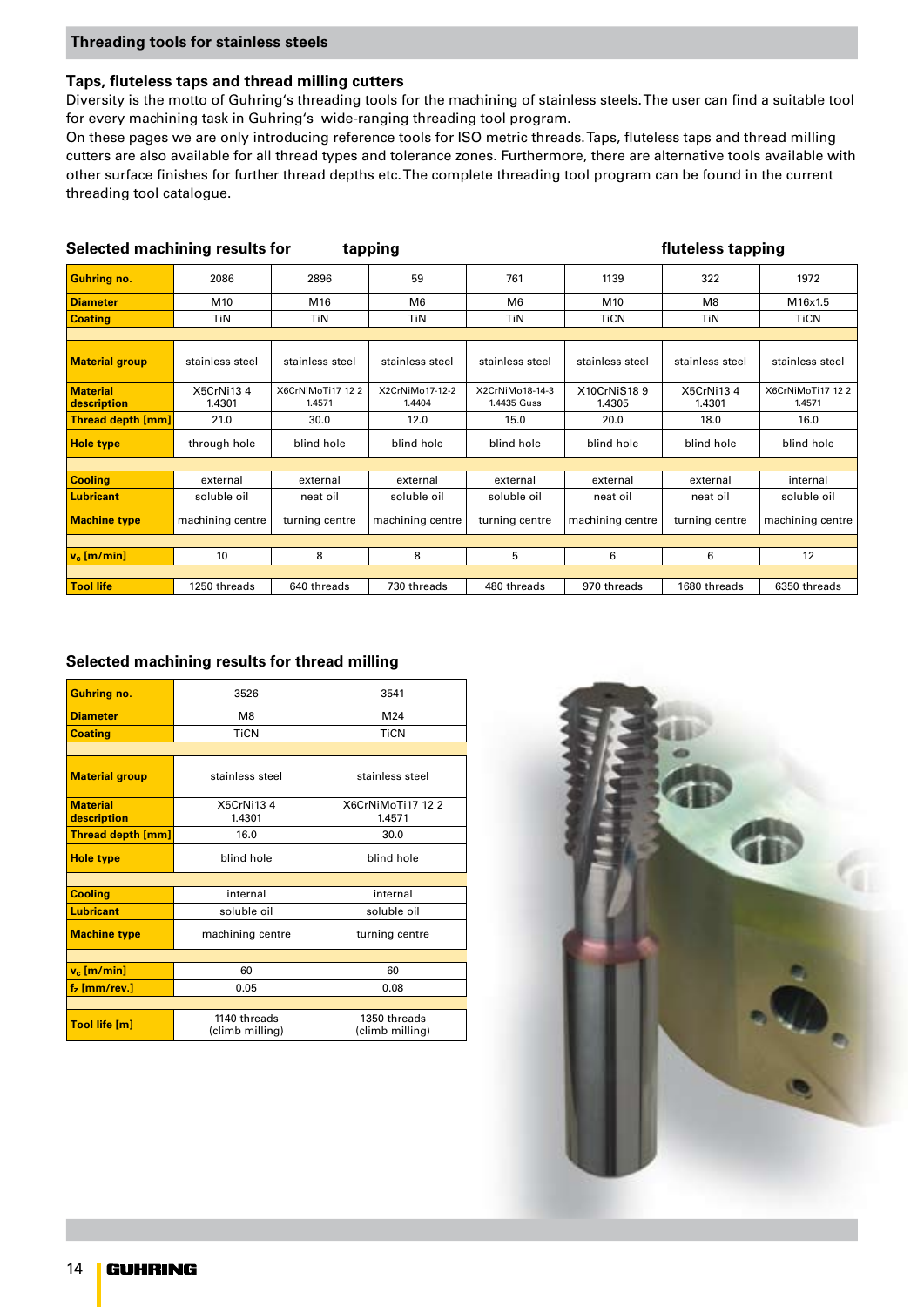## Threading tools for stainless steels

### Taps, fluteless taps and thread milling cutters

Diversity is the motto of Guhring's threading tools for the machining of stainless steels. The user can find a suitable tool for every machining task in Guhring's wide-ranging threading tool program.
On these pages we are only introducing reference tools for ISO metric threads. Taps, fluteless taps and thread milling cutters are also available for all thread types and tolerance zones. Furthermore, there are alternative tools available with other surface finishes for further thread depths etc. The complete threading tool program can be found in the current threading tool catalogue.

### Selected machining results for tapping / fluteless tapping

| | tapping | | | | | fluteless tapping | |
|---|---|---|---|---|---|---|---|
| **Guhring no.** | 2086 | 2896 | 59 | 761 | 1139 | 322 | 1972 |
| **Diameter** | M10 | M16 | M6 | M6 | M10 | M8 | M16x1.5 |
| **Coating** | TiN | TiN | TiN | TiN | TiCN | TiN | TiCN |
| **Material group** | stainless steel | stainless steel | stainless steel | stainless steel | stainless steel | stainless steel | stainless steel |
| **Material description** | X5CrNi13 4 1.4301 | X6CrNiMoTi17 12 2 1.4571 | X2CrNiMo17-12-2 1.4404 | X2CrNiMo18-14-3 1.4435 Guss | X10CrNiS18 9 1.4305 | X5CrNi13 4 1.4301 | X6CrNiMoTi17 12 2 1.4571 |
| **Thread depth [mm]** | 21.0 | 30.0 | 12.0 | 15.0 | 20.0 | 18.0 | 16.0 |
| **Hole type** | through hole | blind hole | blind hole | blind hole | blind hole | blind hole | blind hole |
| **Cooling** | external | external | external | external | external | external | internal |
| **Lubricant** | soluble oil | neat oil | soluble oil | soluble oil | neat oil | neat oil | soluble oil |
| **Machine type** | machining centre | turning centre | machining centre | turning centre | machining centre | turning centre | machining centre |
| **$v_c$ [m/min]** | 10 | 8 | 8 | 5 | 6 | 6 | 12 |
| **Tool life** | 1250 threads | 640 threads | 730 threads | 480 threads | 970 threads | 1680 threads | 6350 threads |

### Selected machining results for thread milling

| **Guhring no.** | 3526 | 3541 |
|---|---|---|
| **Diameter** | M8 | M24 |
| **Coating** | TiCN | TiCN |
| **Material group** | stainless steel | stainless steel |
| **Material description** | X5CrNi13 4 1.4301 | X6CrNiMoTi17 12 2 1.4571 |
| **Thread depth [mm]** | 16.0 | 30.0 |
| **Hole type** | blind hole | blind hole |
| **Cooling** | internal | internal |
| **Lubricant** | soluble oil | soluble oil |
| **Machine type** | machining centre | turning centre |
| **$v_c$ [m/min]** | 60 | 60 |
| **$f_z$ [mm/rev.]** | 0.05 | 0.08 |
| **Tool life [m]** | 1140 threads (climb milling) | 1350 threads (climb milling) |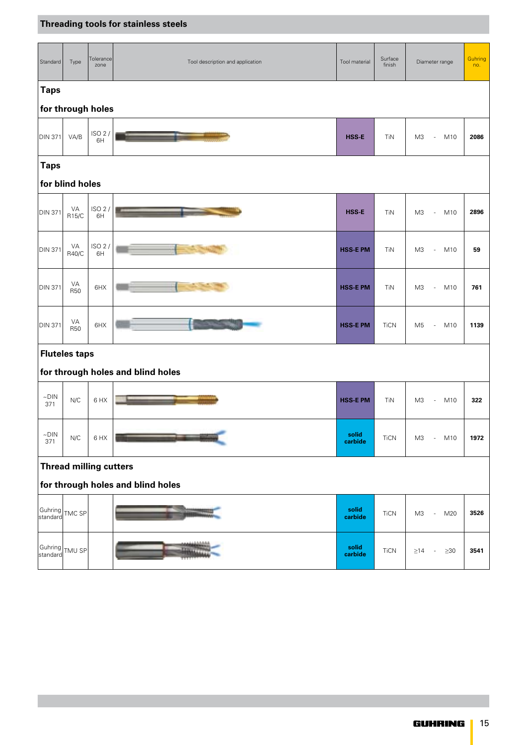## Threading tools for stainless steels

| Standard | Type | Tolerance zone | Tool description and application | Tool material | Surface finish | Diameter range | Guhring no. |
|---|---|---|---|---|---|---|---|
| **Taps** **for through holes** | | | | | | | |
| DIN 371 | VA/B | ISO 2 / 6H | | HSS-E | TiN | M3 - M10 | 2086 |
| **Taps** **for blind holes** | | | | | | | |
| DIN 371 | VA R15/C | ISO 2 / 6H | | HSS-E | TiN | M3 - M10 | 2896 |
| DIN 371 | VA R40/C | ISO 2 / 6H | | HSS-E PM | TiN | M3 - M10 | 59 |
| DIN 371 | VA R50 | 6HX | | HSS-E PM | TiN | M3 - M10 | 761 |
| DIN 371 | VA R50 | 6HX | | HSS-E PM | TiCN | M5 - M10 | 1139 |
| **Fluteles taps** **for through holes and blind holes** | | | | | | | |
| ~DIN 371 | N/C | 6 HX | | HSS-E PM | TiN | M3 - M10 | 322 |
| ~DIN 371 | N/C | 6 HX | | solid carbide | TiCN | M3 - M10 | 1972 |
| **Thread milling cutters** **for through holes and blind holes** | | | | | | | |
| Guhring standard | TMC SP | | | solid carbide | TiCN | M3 - M20 | 3526 |
| Guhring standard | TMU SP | | | solid carbide | TiCN | ≥14 - ≥30 | 3541 |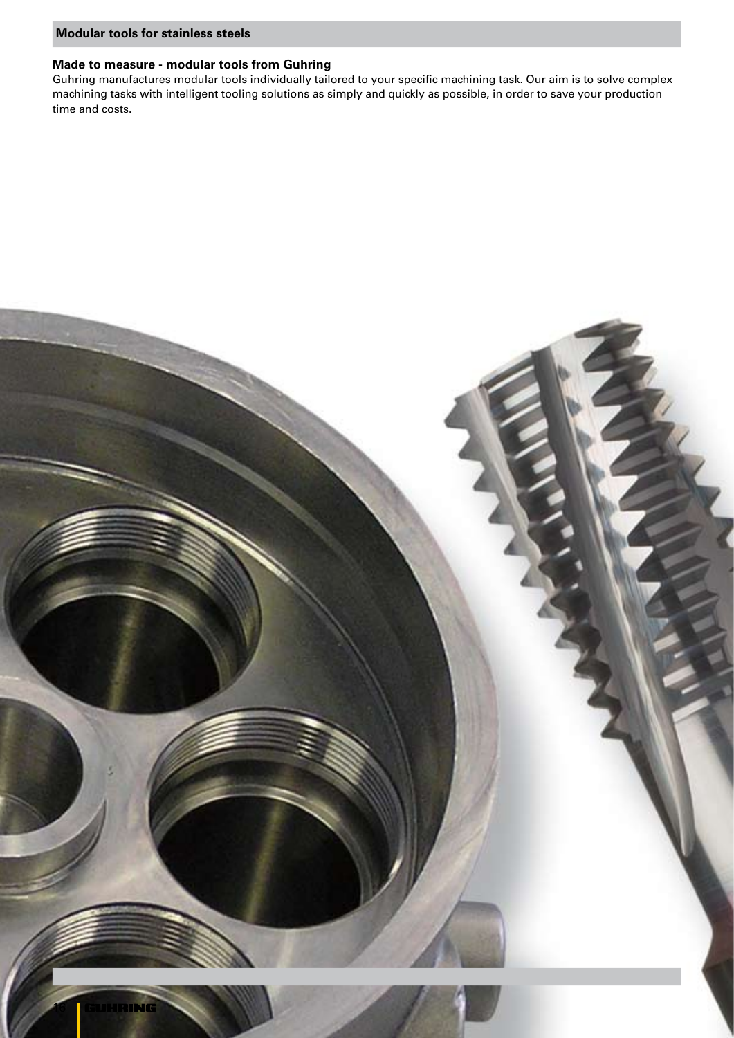## Modular tools for stainless steels

### Made to measure - modular tools from Guhring

Guhring manufactures modular tools individually tailored to your specific machining task. Our aim is to solve complex machining tasks with intelligent tooling solutions as simply and quickly as possible, in order to save your production time and costs.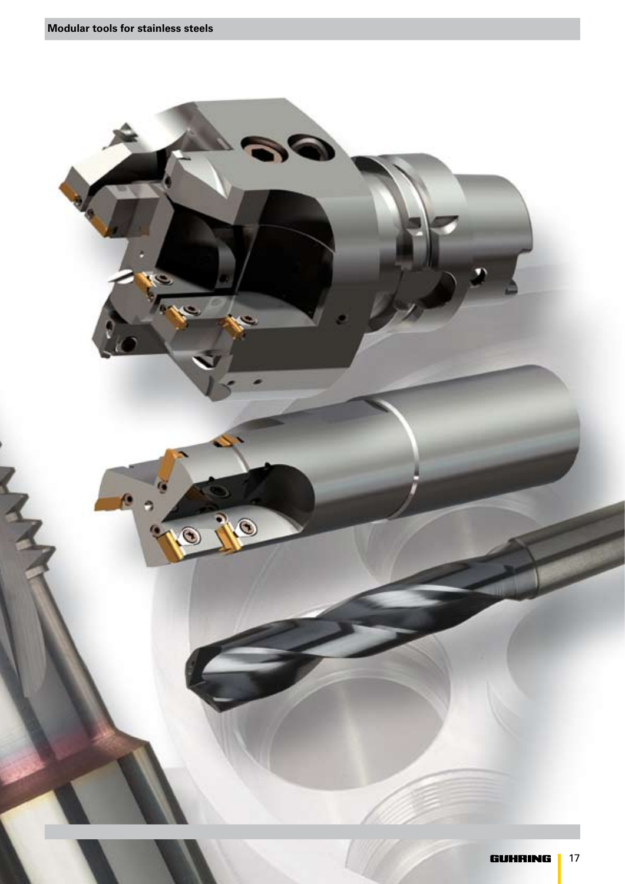## Modular tools for stainless steels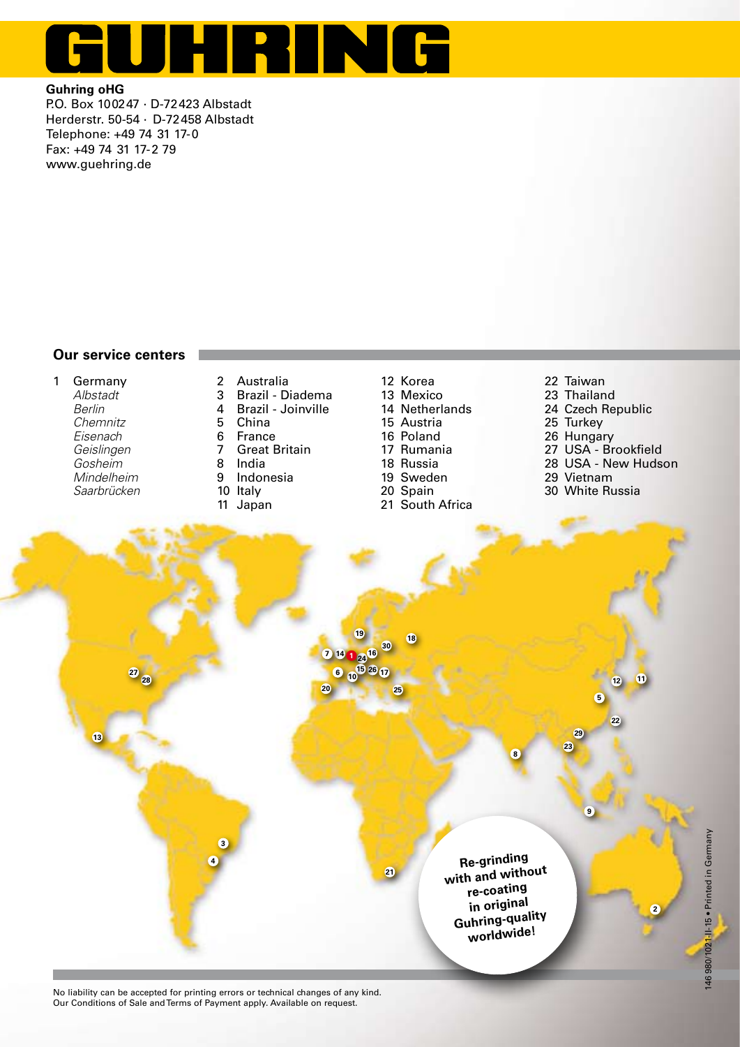# GUHRING

**Guhring oHG**
P.O. Box 100247 · D-72423 Albstadt
Herderstr. 50-54 · D-72458 Albstadt
Telephone: +49 74 31 17-0
Fax: +49 74 31 17-2 79
www.guehring.de

## Our service centers

1 Germany
*Albstadt*
*Berlin*
*Chemnitz*
*Eisenach*
*Geislingen*
*Gosheim*
*Mindelheim*
*Saarbrücken*

2 Australia
3 Brazil - Diadema
4 Brazil - Joinville
5 China
6 France
7 Great Britain
8 India
9 Indonesia
10 Italy
11 Japan
12 Korea
13 Mexico
14 Netherlands
15 Austria
16 Poland
17 Rumania
18 Russia
19 Sweden
20 Spain
21 South Africa
22 Taiwan
23 Thailand
24 Czech Republic
25 Turkey
26 Hungary
27 USA - Brookfield
28 USA - New Hudson
29 Vietnam
30 White Russia

Re-grinding with and without re-coating in original Guhring-quality worldwide!

146 980/1021-II-15 • Printed in Germany

No liability can be accepted for printing errors or technical changes of any kind.
Our Conditions of Sale and Terms of Payment apply. Available on request.